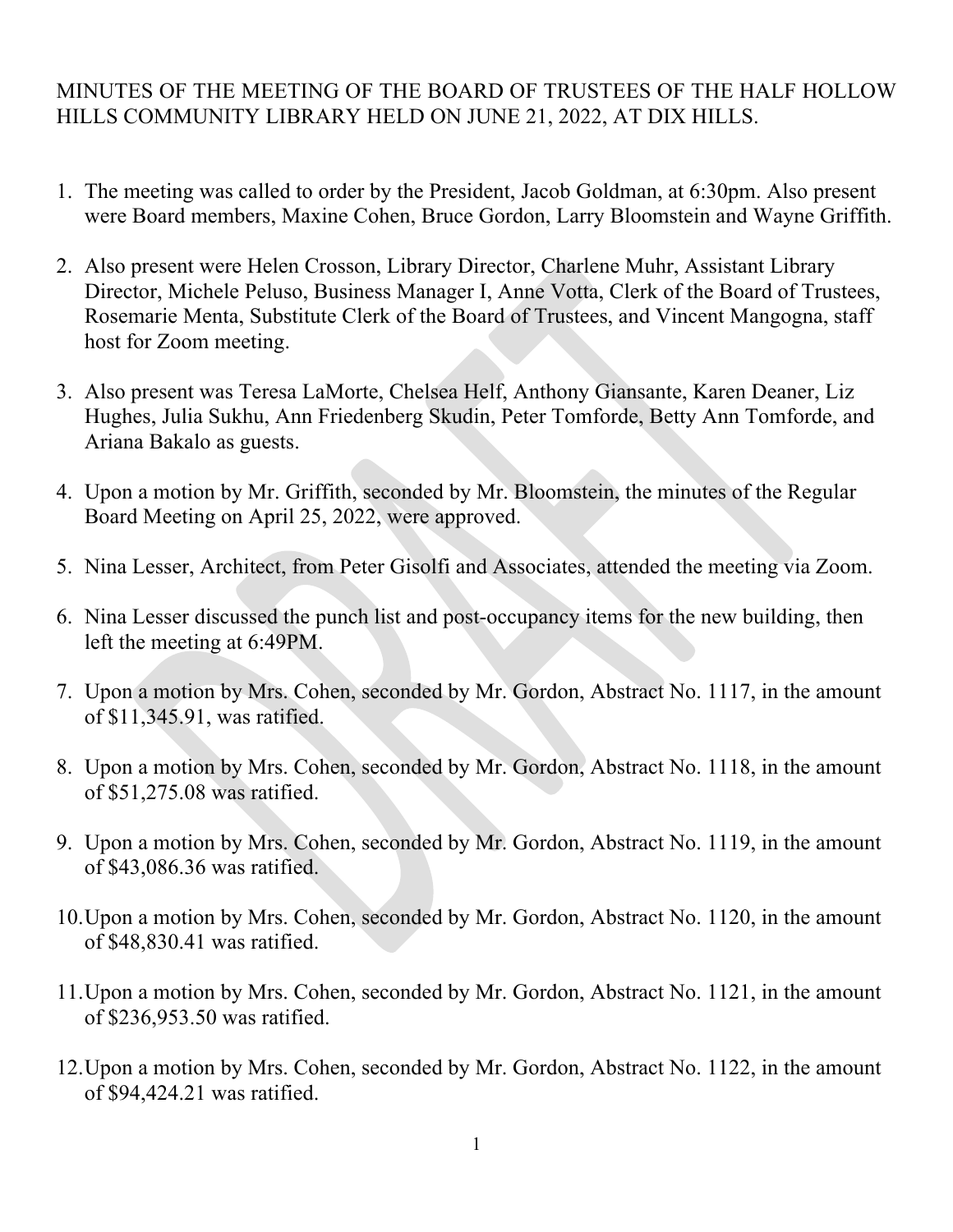MINUTES OF THE MEETING OF THE BOARD OF TRUSTEES OF THE HALF HOLLOW HILLS COMMUNITY LIBRARY HELD ON JUNE 21, 2022, AT DIX HILLS.

1. The meeting was called to order by the President, Jacob Goldman, at 6:30pm. Also present were Board members, Maxine Cohen, Bruce Gordon, Larry Bloomstein and Wayne Griffith.

2. Also present were Helen Crosson, Library Director, Charlene Muhr, Assistant Library Director, Michele Peluso, Business Manager I, Anne Votta, Clerk of the Board of Trustees, Rosemarie Menta, Substitute Clerk of the Board of Trustees, and Vincent Mangogna, staff host for Zoom meeting.

3. Also present was Teresa LaMorte, Chelsea Helf, Anthony Giansante, Karen Deaner, Liz Hughes, Julia Sukhu, Ann Friedenberg Skudin, Peter Tomforde, Betty Ann Tomforde, and Ariana Bakalo as guests.

4. Upon a motion by Mr. Griffith, seconded by Mr. Bloomstein, the minutes of the Regular Board Meeting on April 25, 2022, were approved.

5. Nina Lesser, Architect, from Peter Gisolfi and Associates, attended the meeting via Zoom.

6. Nina Lesser discussed the punch list and post-occupancy items for the new building, then left the meeting at 6:49PM.

7. Upon a motion by Mrs. Cohen, seconded by Mr. Gordon, Abstract No. 1117, in the amount of $11,345.91, was ratified.

8. Upon a motion by Mrs. Cohen, seconded by Mr. Gordon, Abstract No. 1118, in the amount of $51,275.08 was ratified.

9. Upon a motion by Mrs. Cohen, seconded by Mr. Gordon, Abstract No. 1119, in the amount of $43,086.36 was ratified.

10. Upon a motion by Mrs. Cohen, seconded by Mr. Gordon, Abstract No. 1120, in the amount of $48,830.41 was ratified.

11. Upon a motion by Mrs. Cohen, seconded by Mr. Gordon, Abstract No. 1121, in the amount of $236,953.50 was ratified.

12. Upon a motion by Mrs. Cohen, seconded by Mr. Gordon, Abstract No. 1122, in the amount of $94,424.21 was ratified.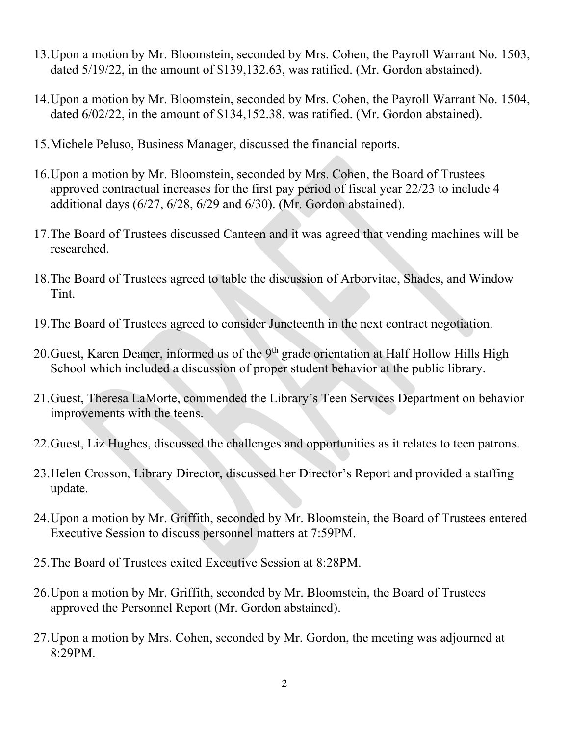13. Upon a motion by Mr. Bloomstein, seconded by Mrs. Cohen, the Payroll Warrant No. 1503, dated 5/19/22, in the amount of $139,132.63, was ratified. (Mr. Gordon abstained).

14. Upon a motion by Mr. Bloomstein, seconded by Mrs. Cohen, the Payroll Warrant No. 1504, dated 6/02/22, in the amount of $134,152.38, was ratified. (Mr. Gordon abstained).

15. Michele Peluso, Business Manager, discussed the financial reports.

16. Upon a motion by Mr. Bloomstein, seconded by Mrs. Cohen, the Board of Trustees approved contractual increases for the first pay period of fiscal year 22/23 to include 4 additional days (6/27, 6/28, 6/29 and 6/30). (Mr. Gordon abstained).

17. The Board of Trustees discussed Canteen and it was agreed that vending machines will be researched.

18. The Board of Trustees agreed to table the discussion of Arborvitae, Shades, and Window Tint.

19. The Board of Trustees agreed to consider Juneteenth in the next contract negotiation.

20. Guest, Karen Deaner, informed us of the 9th grade orientation at Half Hollow Hills High School which included a discussion of proper student behavior at the public library.

21. Guest, Theresa LaMorte, commended the Library's Teen Services Department on behavior improvements with the teens.

22. Guest, Liz Hughes, discussed the challenges and opportunities as it relates to teen patrons.

23. Helen Crosson, Library Director, discussed her Director's Report and provided a staffing update.

24. Upon a motion by Mr. Griffith, seconded by Mr. Bloomstein, the Board of Trustees entered Executive Session to discuss personnel matters at 7:59PM.

25. The Board of Trustees exited Executive Session at 8:28PM.

26. Upon a motion by Mr. Griffith, seconded by Mr. Bloomstein, the Board of Trustees approved the Personnel Report (Mr. Gordon abstained).

27. Upon a motion by Mrs. Cohen, seconded by Mr. Gordon, the meeting was adjourned at 8:29PM.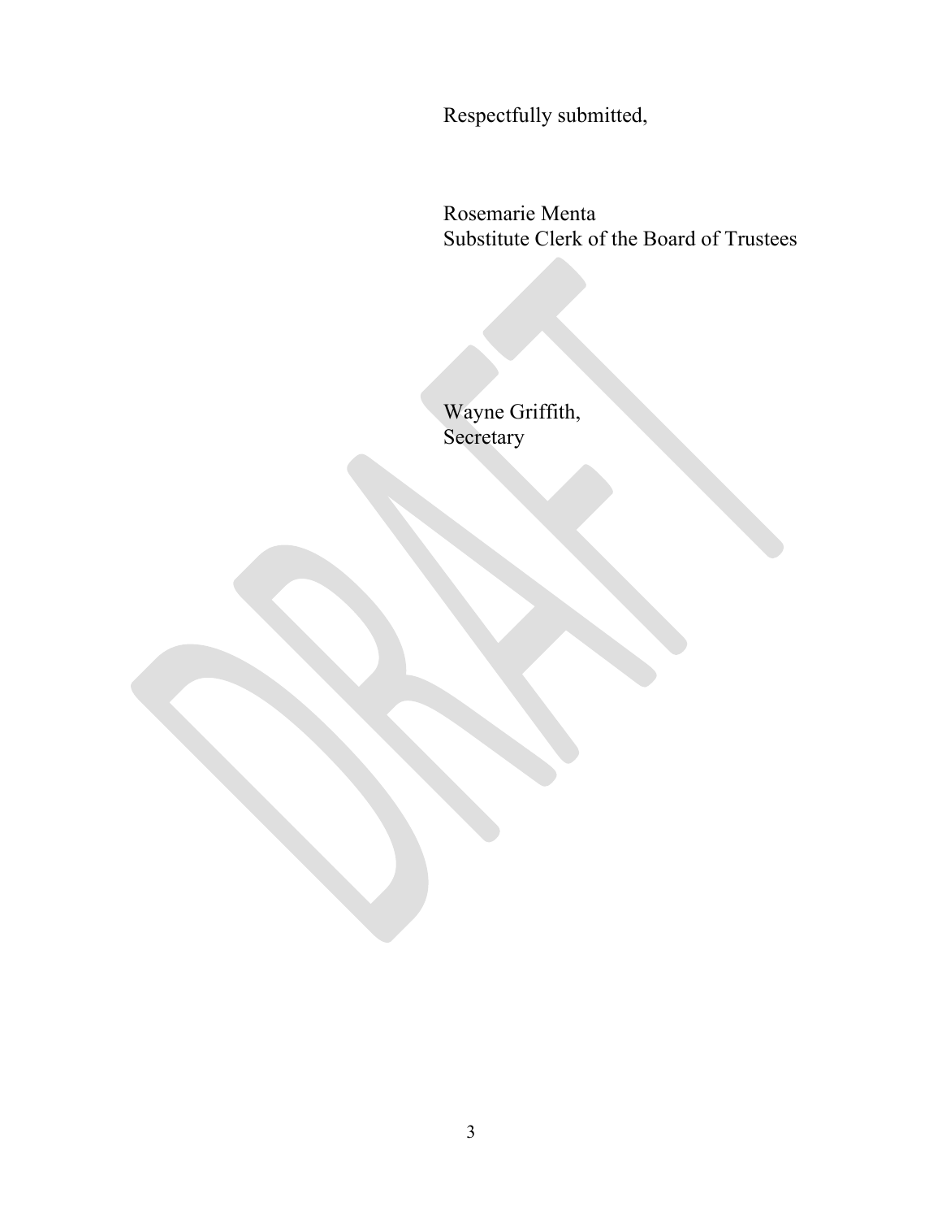Respectfully submitted,

Rosemarie Menta
Substitute Clerk of the Board of Trustees

Wayne Griffith,
Secretary